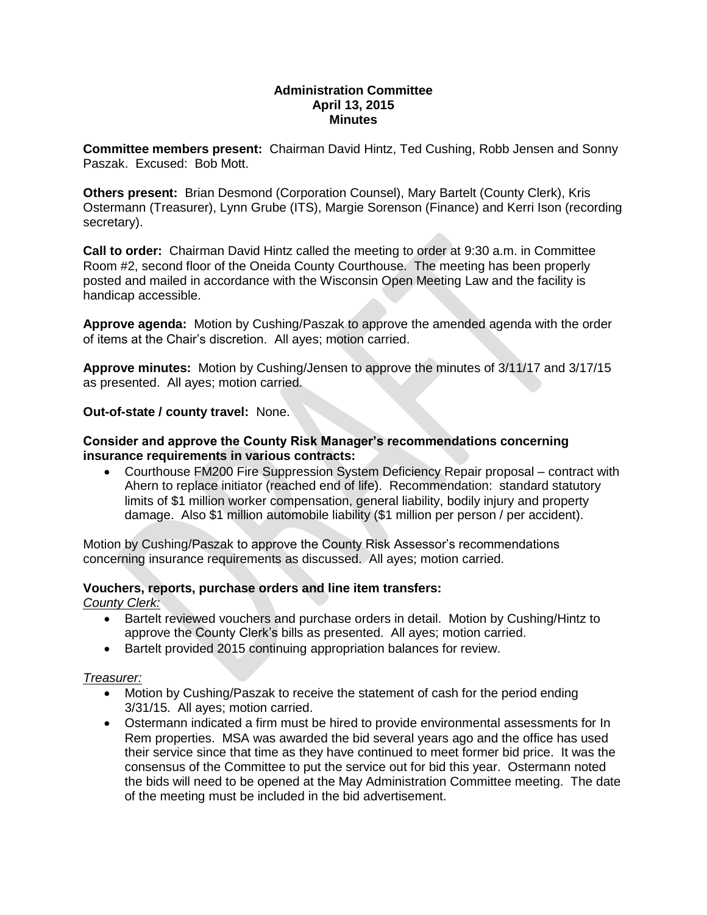# Administration Committee
## April 13, 2015
## Minutes

**Committee members present:** Chairman David Hintz, Ted Cushing, Robb Jensen and Sonny Paszak. Excused: Bob Mott.

**Others present:** Brian Desmond (Corporation Counsel), Mary Bartelt (County Clerk), Kris Ostermann (Treasurer), Lynn Grube (ITS), Margie Sorenson (Finance) and Kerri Ison (recording secretary).

**Call to order:** Chairman David Hintz called the meeting to order at 9:30 a.m. in Committee Room #2, second floor of the Oneida County Courthouse. The meeting has been properly posted and mailed in accordance with the Wisconsin Open Meeting Law and the facility is handicap accessible.

**Approve agenda:** Motion by Cushing/Paszak to approve the amended agenda with the order of items at the Chair's discretion. All ayes; motion carried.

**Approve minutes:** Motion by Cushing/Jensen to approve the minutes of 3/11/17 and 3/17/15 as presented. All ayes; motion carried.

**Out-of-state / county travel:** None.

**Consider and approve the County Risk Manager's recommendations concerning insurance requirements in various contracts:**

- Courthouse FM200 Fire Suppression System Deficiency Repair proposal – contract with Ahern to replace initiator (reached end of life). Recommendation: standard statutory limits of $1 million worker compensation, general liability, bodily injury and property damage. Also $1 million automobile liability ($1 million per person / per accident).

Motion by Cushing/Paszak to approve the County Risk Assessor's recommendations concerning insurance requirements as discussed. All ayes; motion carried.

**Vouchers, reports, purchase orders and line item transfers:**

*County Clerk:*

- Bartelt reviewed vouchers and purchase orders in detail. Motion by Cushing/Hintz to approve the County Clerk's bills as presented. All ayes; motion carried.
- Bartelt provided 2015 continuing appropriation balances for review.

*Treasurer:*

- Motion by Cushing/Paszak to receive the statement of cash for the period ending 3/31/15. All ayes; motion carried.
- Ostermann indicated a firm must be hired to provide environmental assessments for In Rem properties. MSA was awarded the bid several years ago and the office has used their service since that time as they have continued to meet former bid price. It was the consensus of the Committee to put the service out for bid this year. Ostermann noted the bids will need to be opened at the May Administration Committee meeting. The date of the meeting must be included in the bid advertisement.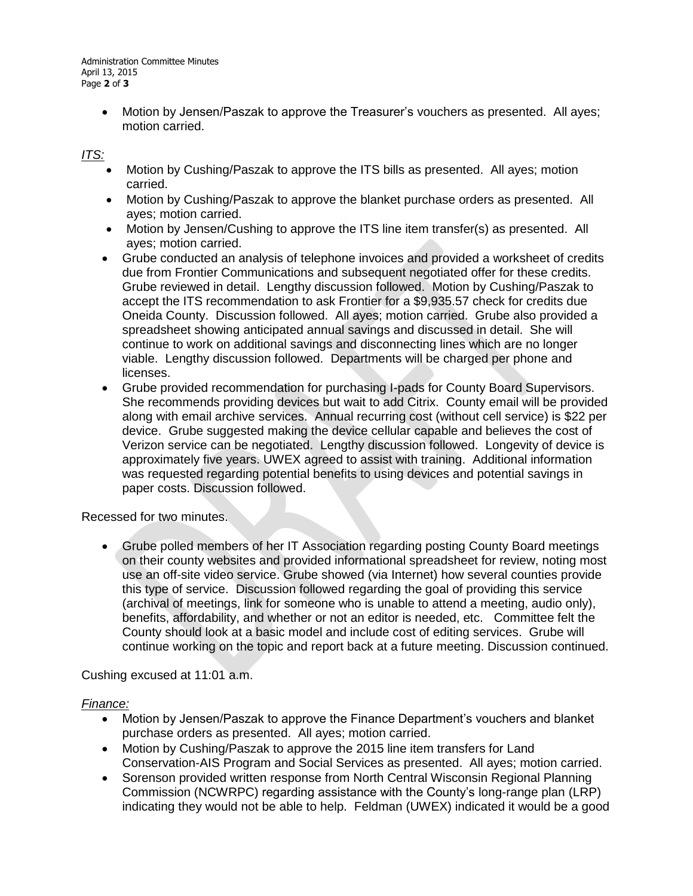- Motion by Jensen/Paszak to approve the Treasurer's vouchers as presented. All ayes; motion carried.

*ITS:*

- Motion by Cushing/Paszak to approve the ITS bills as presented. All ayes; motion carried.
- Motion by Cushing/Paszak to approve the blanket purchase orders as presented. All ayes; motion carried.
- Motion by Jensen/Cushing to approve the ITS line item transfer(s) as presented. All ayes; motion carried.
- Grube conducted an analysis of telephone invoices and provided a worksheet of credits due from Frontier Communications and subsequent negotiated offer for these credits. Grube reviewed in detail. Lengthy discussion followed. Motion by Cushing/Paszak to accept the ITS recommendation to ask Frontier for a $9,935.57 check for credits due Oneida County. Discussion followed. All ayes; motion carried. Grube also provided a spreadsheet showing anticipated annual savings and discussed in detail. She will continue to work on additional savings and disconnecting lines which are no longer viable. Lengthy discussion followed. Departments will be charged per phone and licenses.
- Grube provided recommendation for purchasing I-pads for County Board Supervisors. She recommends providing devices but wait to add Citrix. County email will be provided along with email archive services. Annual recurring cost (without cell service) is $22 per device. Grube suggested making the device cellular capable and believes the cost of Verizon service can be negotiated. Lengthy discussion followed. Longevity of device is approximately five years. UWEX agreed to assist with training. Additional information was requested regarding potential benefits to using devices and potential savings in paper costs. Discussion followed.

Recessed for two minutes.

- Grube polled members of her IT Association regarding posting County Board meetings on their county websites and provided informational spreadsheet for review, noting most use an off-site video service. Grube showed (via Internet) how several counties provide this type of service. Discussion followed regarding the goal of providing this service (archival of meetings, link for someone who is unable to attend a meeting, audio only), benefits, affordability, and whether or not an editor is needed, etc. Committee felt the County should look at a basic model and include cost of editing services. Grube will continue working on the topic and report back at a future meeting. Discussion continued.

Cushing excused at 11:01 a.m.

*Finance:*

- Motion by Jensen/Paszak to approve the Finance Department's vouchers and blanket purchase orders as presented. All ayes; motion carried.
- Motion by Cushing/Paszak to approve the 2015 line item transfers for Land Conservation-AIS Program and Social Services as presented. All ayes; motion carried.
- Sorenson provided written response from North Central Wisconsin Regional Planning Commission (NCWRPC) regarding assistance with the County's long-range plan (LRP) indicating they would not be able to help. Feldman (UWEX) indicated it would be a good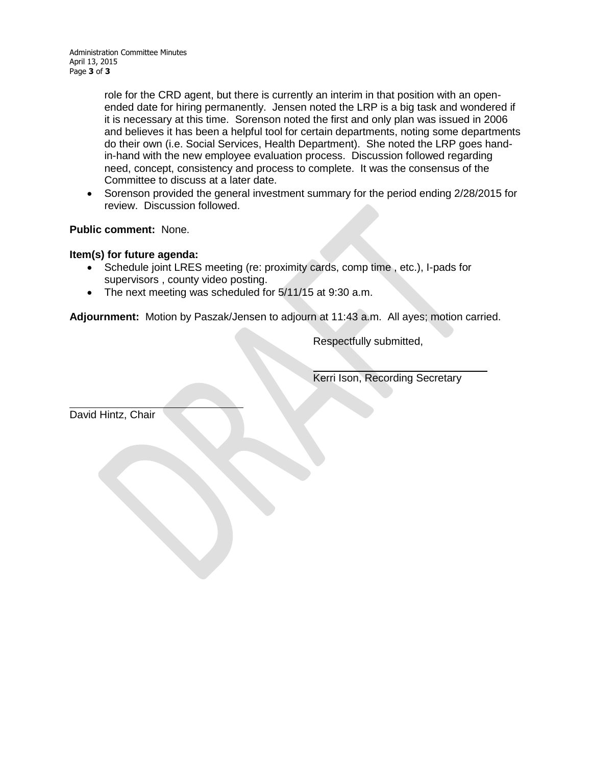role for the CRD agent, but there is currently an interim in that position with an open-ended date for hiring permanently. Jensen noted the LRP is a big task and wondered if it is necessary at this time. Sorenson noted the first and only plan was issued in 2006 and believes it has been a helpful tool for certain departments, noting some departments do their own (i.e. Social Services, Health Department). She noted the LRP goes hand-in-hand with the new employee evaluation process. Discussion followed regarding need, concept, consistency and process to complete. It was the consensus of the Committee to discuss at a later date.

- Sorenson provided the general investment summary for the period ending 2/28/2015 for review. Discussion followed.

**Public comment:** None.

**Item(s) for future agenda:**

- Schedule joint LRES meeting (re: proximity cards, comp time , etc.), I-pads for supervisors , county video posting.
- The next meeting was scheduled for 5/11/15 at 9:30 a.m.

**Adjournment:** Motion by Paszak/Jensen to adjourn at 11:43 a.m. All ayes; motion carried.

Respectfully submitted,

Kerri Ison, Recording Secretary

David Hintz, Chair

DRAFT